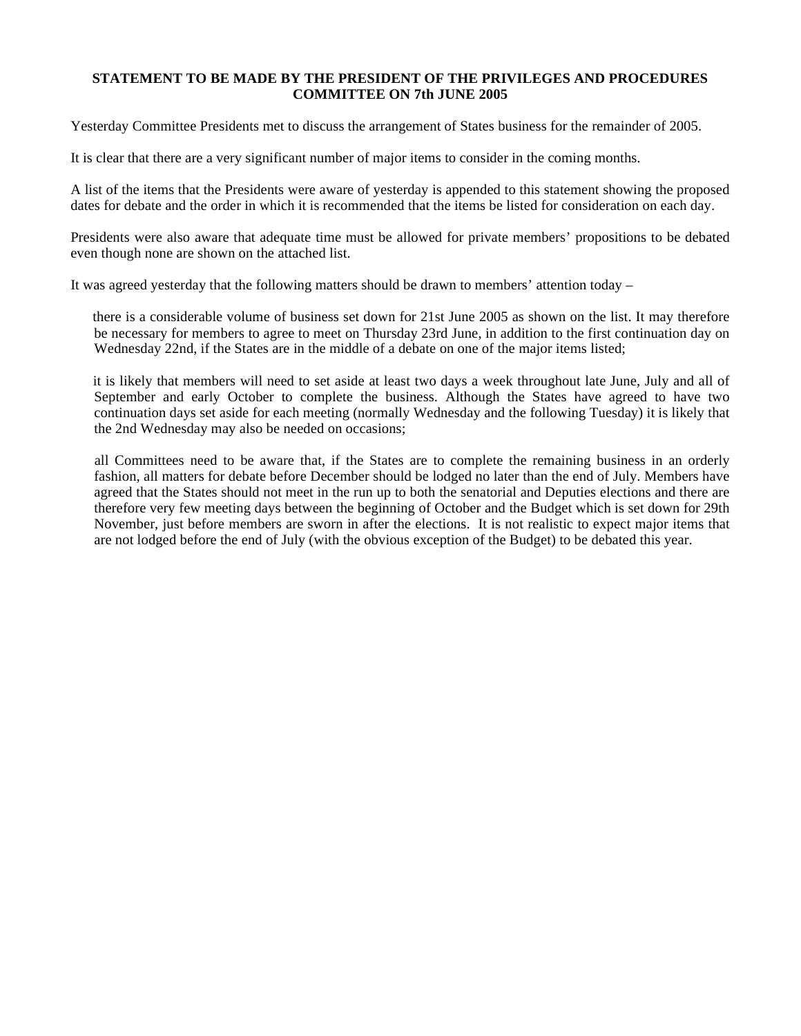**STATEMENT TO BE MADE BY THE PRESIDENT OF THE PRIVILEGES AND PROCEDURES COMMITTEE ON 7th JUNE 2005**

Yesterday Committee Presidents met to discuss the arrangement of States business for the remainder of 2005.

It is clear that there are a very significant number of major items to consider in the coming months.

A list of the items that the Presidents were aware of yesterday is appended to this statement showing the proposed dates for debate and the order in which it is recommended that the items be listed for consideration on each day.

Presidents were also aware that adequate time must be allowed for private members' propositions to be debated even though none are shown on the attached list.

It was agreed yesterday that the following matters should be drawn to members' attention today –

there is a considerable volume of business set down for 21st June 2005 as shown on the list. It may therefore be necessary for members to agree to meet on Thursday 23rd June, in addition to the first continuation day on Wednesday 22nd, if the States are in the middle of a debate on one of the major items listed;

it is likely that members will need to set aside at least two days a week throughout late June, July and all of September and early October to complete the business. Although the States have agreed to have two continuation days set aside for each meeting (normally Wednesday and the following Tuesday) it is likely that the 2nd Wednesday may also be needed on occasions;

all Committees need to be aware that, if the States are to complete the remaining business in an orderly fashion, all matters for debate before December should be lodged no later than the end of July. Members have agreed that the States should not meet in the run up to both the senatorial and Deputies elections and there are therefore very few meeting days between the beginning of October and the Budget which is set down for 29th November, just before members are sworn in after the elections. It is not realistic to expect major items that are not lodged before the end of July (with the obvious exception of the Budget) to be debated this year.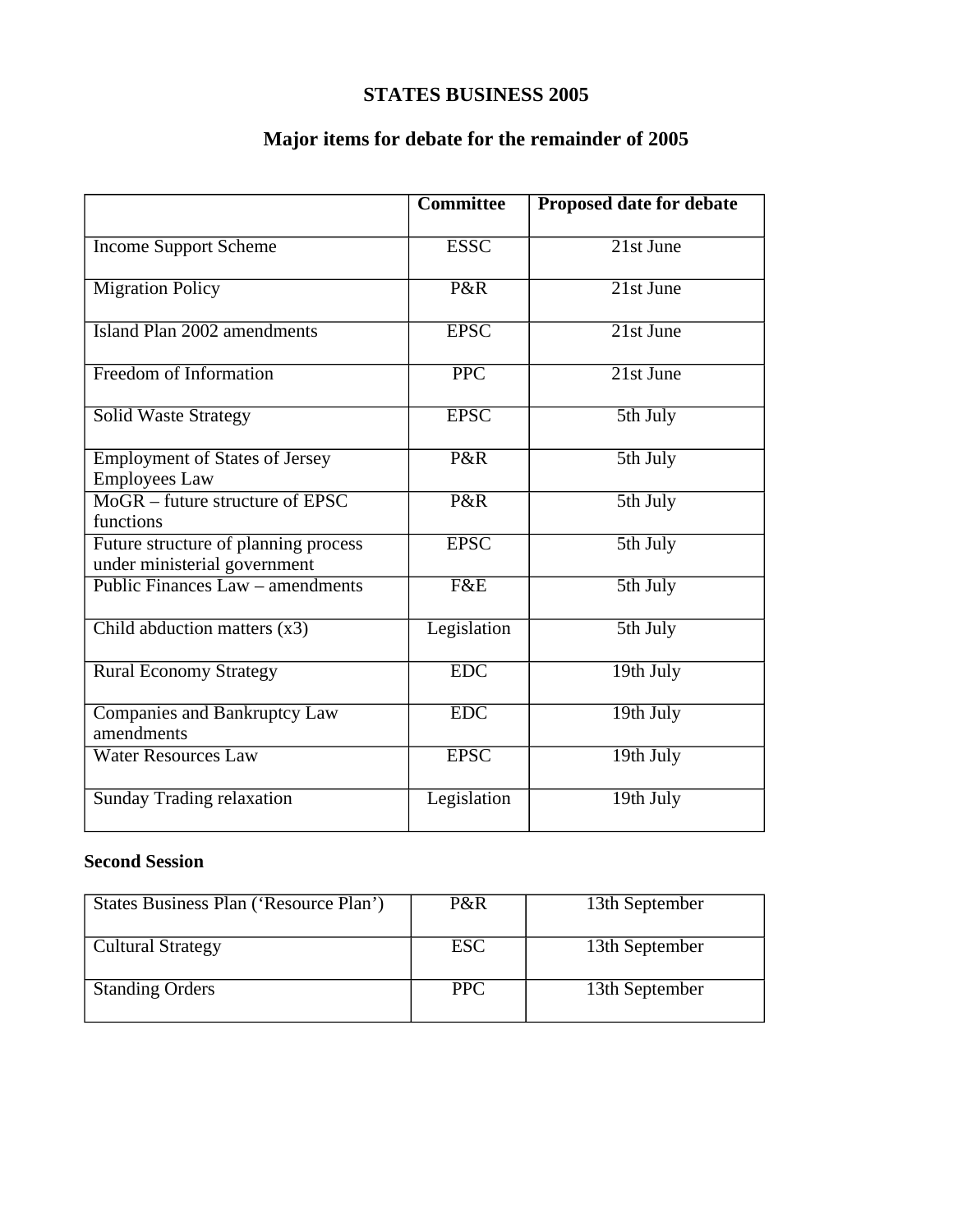# STATES BUSINESS 2005

## Major items for debate for the remainder of 2005

| | Committee | Proposed date for debate |
|---|---|---|
| Income Support Scheme | ESSC | 21st June |
| Migration Policy | P&R | 21st June |
| Island Plan 2002 amendments | EPSC | 21st June |
| Freedom of Information | PPC | 21st June |
| Solid Waste Strategy | EPSC | 5th July |
| Employment of States of Jersey Employees Law | P&R | 5th July |
| MoGR – future structure of EPSC functions | P&R | 5th July |
| Future structure of planning process under ministerial government | EPSC | 5th July |
| Public Finances Law – amendments | F&E | 5th July |
| Child abduction matters (x3) | Legislation | 5th July |
| Rural Economy Strategy | EDC | 19th July |
| Companies and Bankruptcy Law amendments | EDC | 19th July |
| Water Resources Law | EPSC | 19th July |
| Sunday Trading relaxation | Legislation | 19th July |

**Second Session**

| | | |
|---|---|---|
| States Business Plan ('Resource Plan') | P&R | 13th September |
| Cultural Strategy | ESC | 13th September |
| Standing Orders | PPC | 13th September |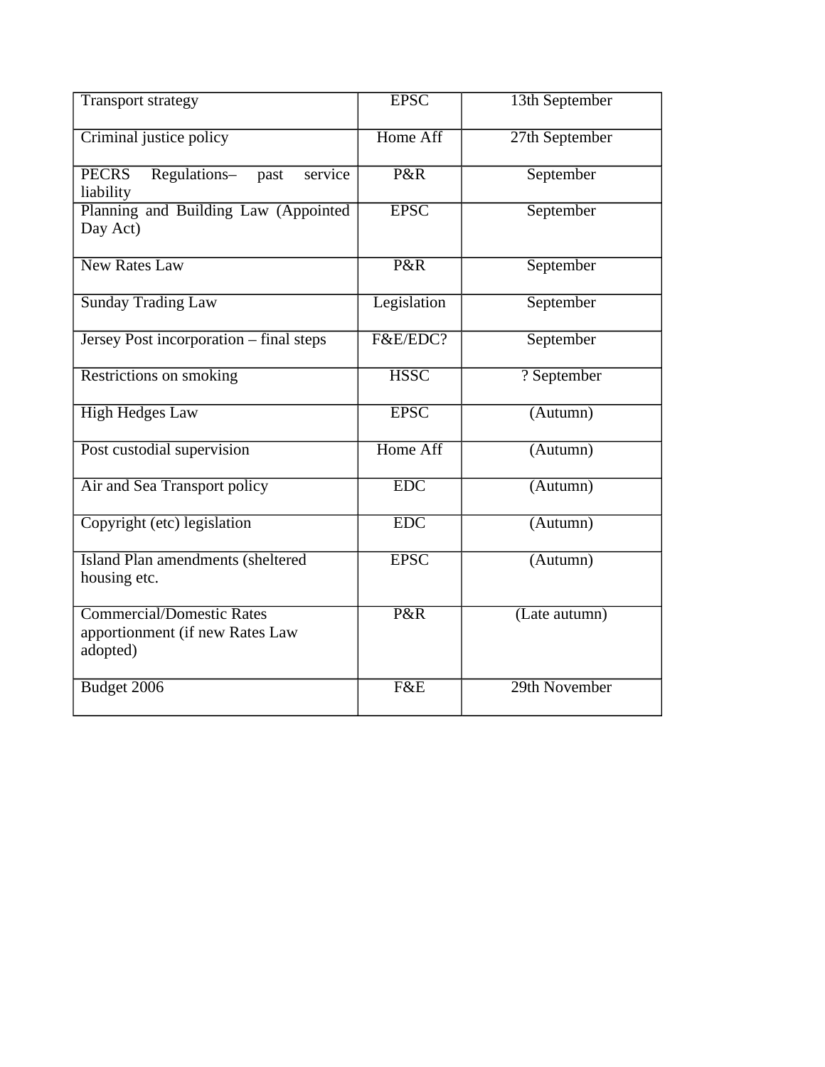| | | |
|---|---|---|
| Transport strategy | EPSC | 13th September |
| Criminal justice policy | Home Aff | 27th September |
| PECRS Regulations– past service liability | P&R | September |
| Planning and Building Law (Appointed Day Act) | EPSC | September |
| New Rates Law | P&R | September |
| Sunday Trading Law | Legislation | September |
| Jersey Post incorporation – final steps | F&E/EDC? | September |
| Restrictions on smoking | HSSC | ? September |
| High Hedges Law | EPSC | (Autumn) |
| Post custodial supervision | Home Aff | (Autumn) |
| Air and Sea Transport policy | EDC | (Autumn) |
| Copyright (etc) legislation | EDC | (Autumn) |
| Island Plan amendments (sheltered housing etc. | EPSC | (Autumn) |
| Commercial/Domestic Rates apportionment (if new Rates Law adopted) | P&R | (Late autumn) |
| Budget 2006 | F&E | 29th November |